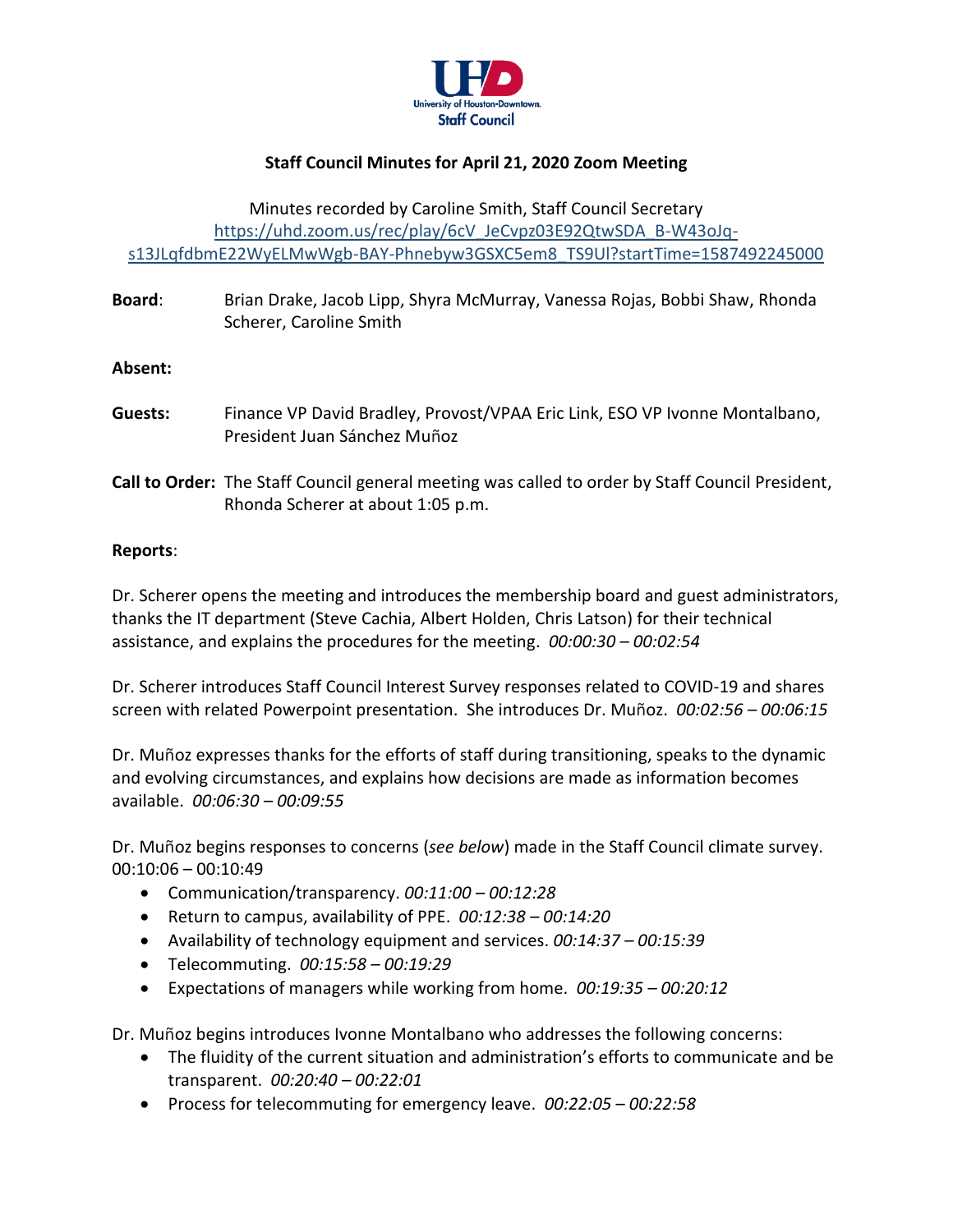UHD University of Houston-Downtown. Staff Council

**Staff Council Minutes for April 21, 2020 Zoom Meeting**

Minutes recorded by Caroline Smith, Staff Council Secretary
https://uhd.zoom.us/rec/play/6cV_JeCvpz03E92QtwSDA_B-W43oJq-s13JLqfdbmE22WyELMwWgb-BAY-Phnebyw3GSXC5em8_TS9Ul?startTime=1587492245000

**Board**: Brian Drake, Jacob Lipp, Shyra McMurray, Vanessa Rojas, Bobbi Shaw, Rhonda Scherer, Caroline Smith

**Absent:**

**Guests:** Finance VP David Bradley, Provost/VPAA Eric Link, ESO VP Ivonne Montalbano, President Juan Sánchez Muñoz

**Call to Order:** The Staff Council general meeting was called to order by Staff Council President, Rhonda Scherer at about 1:05 p.m.

**Reports**:

Dr. Scherer opens the meeting and introduces the membership board and guest administrators, thanks the IT department (Steve Cachia, Albert Holden, Chris Latson) for their technical assistance, and explains the procedures for the meeting. *00:00:30 – 00:02:54*

Dr. Scherer introduces Staff Council Interest Survey responses related to COVID-19 and shares screen with related Powerpoint presentation. She introduces Dr. Muñoz. *00:02:56 – 00:06:15*

Dr. Muñoz expresses thanks for the efforts of staff during transitioning, speaks to the dynamic and evolving circumstances, and explains how decisions are made as information becomes available. *00:06:30 – 00:09:55*

Dr. Muñoz begins responses to concerns (*see below*) made in the Staff Council climate survey. 00:10:06 – 00:10:49

- Communication/transparency. *00:11:00 – 00:12:28*
- Return to campus, availability of PPE. *00:12:38 – 00:14:20*
- Availability of technology equipment and services. *00:14:37 – 00:15:39*
- Telecommuting. *00:15:58 – 00:19:29*
- Expectations of managers while working from home. *00:19:35 – 00:20:12*

Dr. Muñoz begins introduces Ivonne Montalbano who addresses the following concerns:

- The fluidity of the current situation and administration's efforts to communicate and be transparent. *00:20:40 – 00:22:01*
- Process for telecommuting for emergency leave. *00:22:05 – 00:22:58*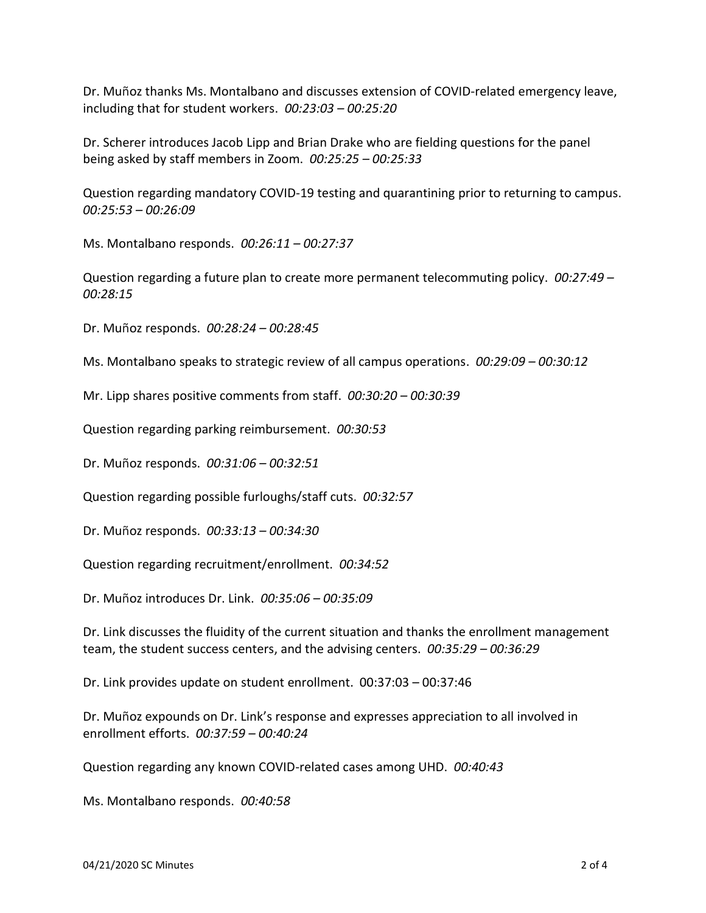Dr. Muñoz thanks Ms. Montalbano and discusses extension of COVID-related emergency leave, including that for student workers. *00:23:03 – 00:25:20*

Dr. Scherer introduces Jacob Lipp and Brian Drake who are fielding questions for the panel being asked by staff members in Zoom. *00:25:25 – 00:25:33*

Question regarding mandatory COVID-19 testing and quarantining prior to returning to campus. *00:25:53 – 00:26:09*

Ms. Montalbano responds. *00:26:11 – 00:27:37*

Question regarding a future plan to create more permanent telecommuting policy. *00:27:49 – 00:28:15*

Dr. Muñoz responds. *00:28:24 – 00:28:45*

Ms. Montalbano speaks to strategic review of all campus operations. *00:29:09 – 00:30:12*

Mr. Lipp shares positive comments from staff. *00:30:20 – 00:30:39*

Question regarding parking reimbursement. *00:30:53*

Dr. Muñoz responds. *00:31:06 – 00:32:51*

Question regarding possible furloughs/staff cuts. *00:32:57*

Dr. Muñoz responds. *00:33:13 – 00:34:30*

Question regarding recruitment/enrollment. *00:34:52*

Dr. Muñoz introduces Dr. Link. *00:35:06 – 00:35:09*

Dr. Link discusses the fluidity of the current situation and thanks the enrollment management team, the student success centers, and the advising centers. *00:35:29 – 00:36:29*

Dr. Link provides update on student enrollment. 00:37:03 – 00:37:46

Dr. Muñoz expounds on Dr. Link's response and expresses appreciation to all involved in enrollment efforts. *00:37:59 – 00:40:24*

Question regarding any known COVID-related cases among UHD. *00:40:43*

Ms. Montalbano responds. *00:40:58*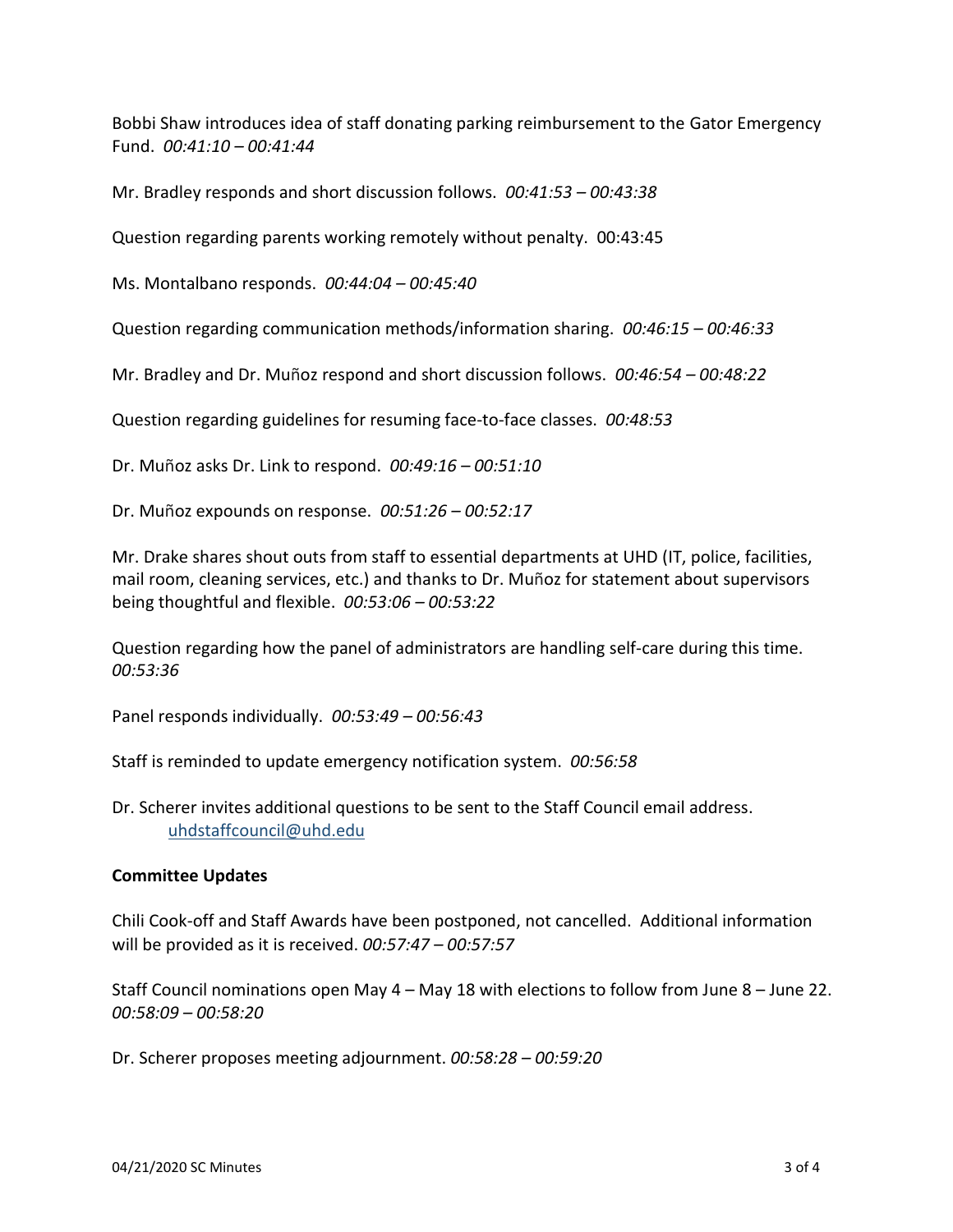Bobbi Shaw introduces idea of staff donating parking reimbursement to the Gator Emergency Fund. *00:41:10 – 00:41:44*

Mr. Bradley responds and short discussion follows. *00:41:53 – 00:43:38*

Question regarding parents working remotely without penalty. 00:43:45

Ms. Montalbano responds. *00:44:04 – 00:45:40*

Question regarding communication methods/information sharing. *00:46:15 – 00:46:33*

Mr. Bradley and Dr. Muñoz respond and short discussion follows. *00:46:54 – 00:48:22*

Question regarding guidelines for resuming face-to-face classes. *00:48:53*

Dr. Muñoz asks Dr. Link to respond. *00:49:16 – 00:51:10*

Dr. Muñoz expounds on response. *00:51:26 – 00:52:17*

Mr. Drake shares shout outs from staff to essential departments at UHD (IT, police, facilities, mail room, cleaning services, etc.) and thanks to Dr. Muñoz for statement about supervisors being thoughtful and flexible. *00:53:06 – 00:53:22*

Question regarding how the panel of administrators are handling self-care during this time. *00:53:36*

Panel responds individually. *00:53:49 – 00:56:43*

Staff is reminded to update emergency notification system. *00:56:58*

Dr. Scherer invites additional questions to be sent to the Staff Council email address.
uhdstaffcouncil@uhd.edu

**Committee Updates**

Chili Cook-off and Staff Awards have been postponed, not cancelled. Additional information will be provided as it is received. *00:57:47 – 00:57:57*

Staff Council nominations open May 4 – May 18 with elections to follow from June 8 – June 22. *00:58:09 – 00:58:20*

Dr. Scherer proposes meeting adjournment. *00:58:28 – 00:59:20*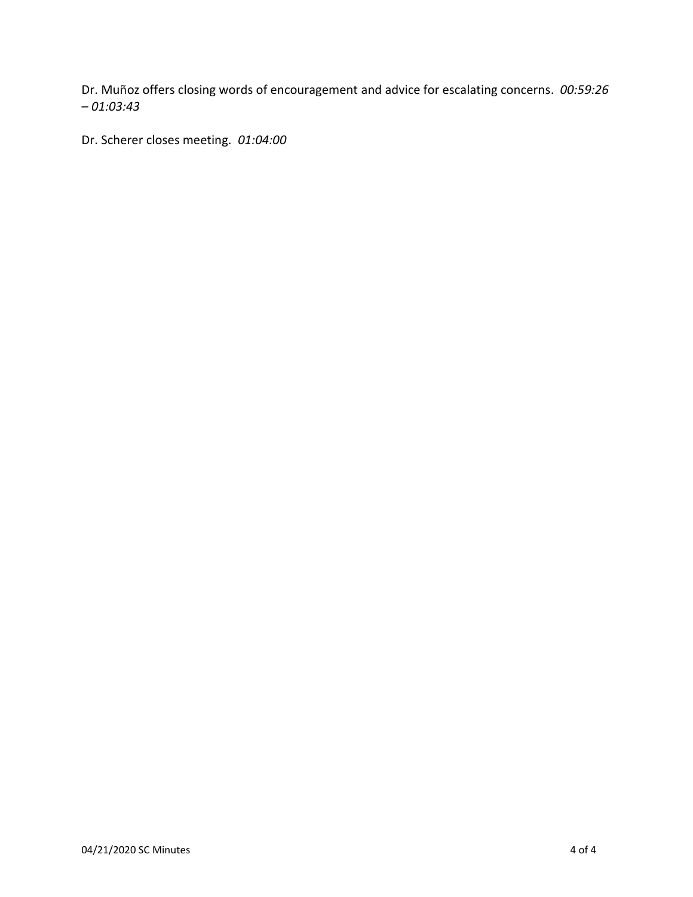Dr. Muñoz offers closing words of encouragement and advice for escalating concerns. *00:59:26 – 01:03:43*

Dr. Scherer closes meeting. *01:04:00*